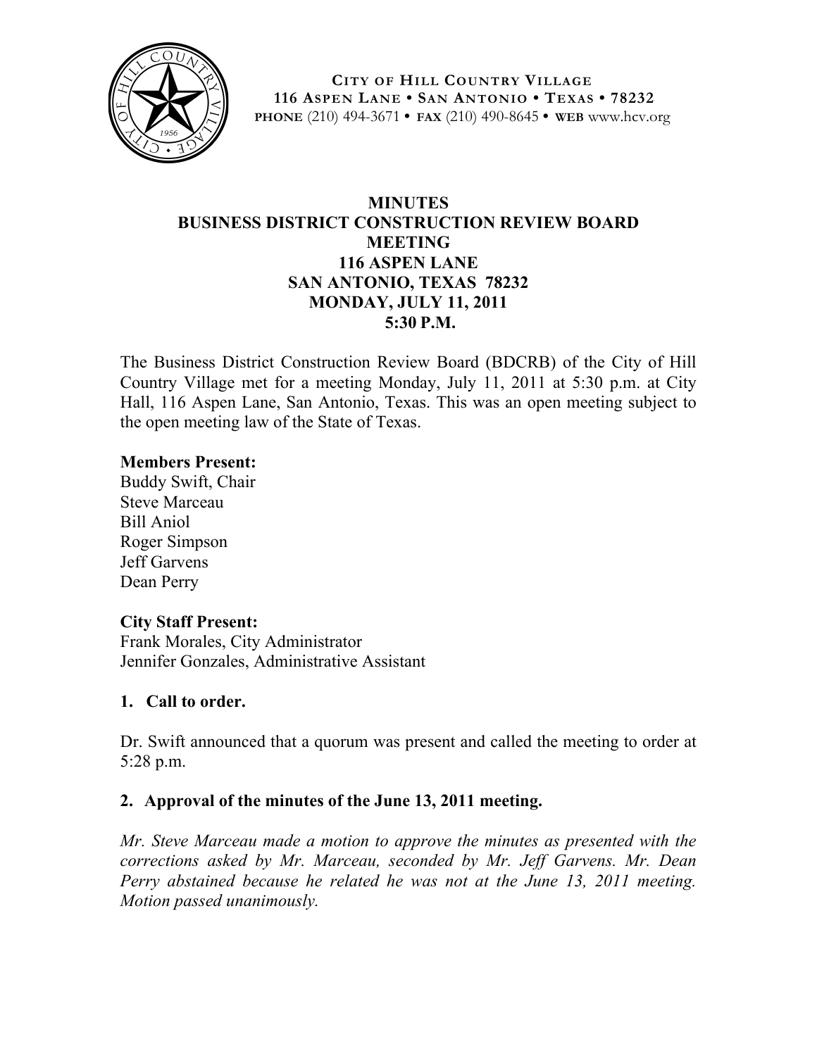**CITY OF HILL COUNTRY VILLAGE**
**116 ASPEN LANE • SAN ANTONIO • TEXAS • 78232**
**PHONE** (210) 494-3671 • **FAX** (210) 490-8645 • **WEB** www.hcv.org

# MINUTES
## BUSINESS DISTRICT CONSTRUCTION REVIEW BOARD MEETING
## 116 ASPEN LANE
## SAN ANTONIO, TEXAS 78232
## MONDAY, JULY 11, 2011
## 5:30 P.M.

The Business District Construction Review Board (BDCRB) of the City of Hill Country Village met for a meeting Monday, July 11, 2011 at 5:30 p.m. at City Hall, 116 Aspen Lane, San Antonio, Texas. This was an open meeting subject to the open meeting law of the State of Texas.

**Members Present:**
Buddy Swift, Chair
Steve Marceau
Bill Aniol
Roger Simpson
Jeff Garvens
Dean Perry

**City Staff Present:**
Frank Morales, City Administrator
Jennifer Gonzales, Administrative Assistant

**1. Call to order.**

Dr. Swift announced that a quorum was present and called the meeting to order at 5:28 p.m.

**2. Approval of the minutes of the June 13, 2011 meeting.**

*Mr. Steve Marceau made a motion to approve the minutes as presented with the corrections asked by Mr. Marceau, seconded by Mr. Jeff Garvens. Mr. Dean Perry abstained because he related he was not at the June 13, 2011 meeting. Motion passed unanimously.*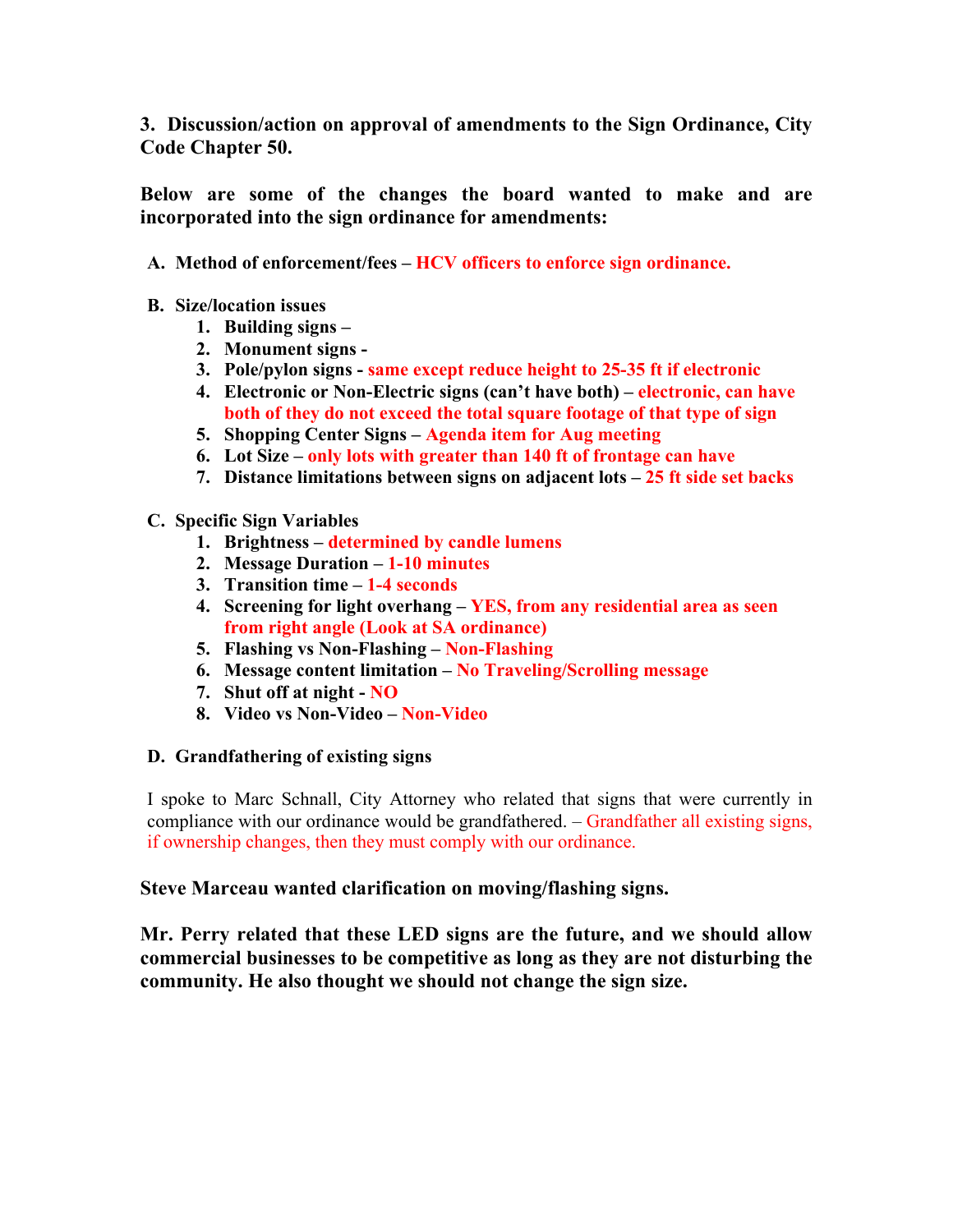**3. Discussion/action on approval of amendments to the Sign Ordinance, City Code Chapter 50.**

**Below are some of the changes the board wanted to make and are incorporated into the sign ordinance for amendments:**

**A. Method of enforcement/fees – HCV officers to enforce sign ordinance.**

**B. Size/location issues**

1. **Building signs –**
2. **Monument signs -**
3. **Pole/pylon signs - same except reduce height to 25-35 ft if electronic**
4. **Electronic or Non-Electric signs (can't have both) – electronic, can have both of they do not exceed the total square footage of that type of sign**
5. **Shopping Center Signs – Agenda item for Aug meeting**
6. **Lot Size – only lots with greater than 140 ft of frontage can have**
7. **Distance limitations between signs on adjacent lots – 25 ft side set backs**

**C. Specific Sign Variables**

1. **Brightness – determined by candle lumens**
2. **Message Duration – 1-10 minutes**
3. **Transition time – 1-4 seconds**
4. **Screening for light overhang – YES, from any residential area as seen from right angle (Look at SA ordinance)**
5. **Flashing vs Non-Flashing – Non-Flashing**
6. **Message content limitation – No Traveling/Scrolling message**
7. **Shut off at night - NO**
8. **Video vs Non-Video – Non-Video**

**D. Grandfathering of existing signs**

I spoke to Marc Schnall, City Attorney who related that signs that were currently in compliance with our ordinance would be grandfathered. – Grandfather all existing signs, if ownership changes, then they must comply with our ordinance.

**Steve Marceau wanted clarification on moving/flashing signs.**

**Mr. Perry related that these LED signs are the future, and we should allow commercial businesses to be competitive as long as they are not disturbing the community. He also thought we should not change the sign size.**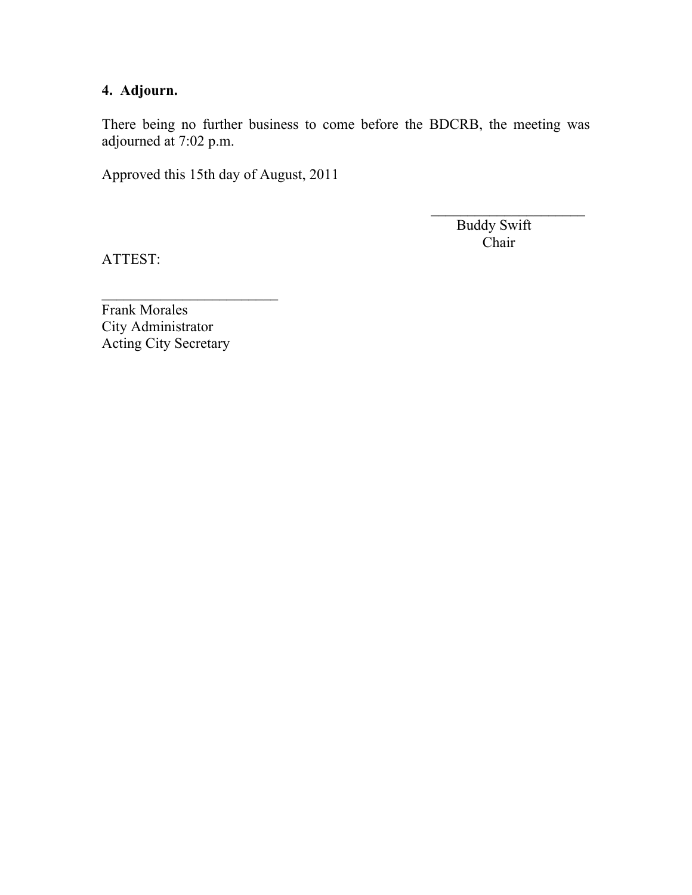**4. Adjourn.**

There being no further business to come before the BDCRB, the meeting was adjourned at 7:02 p.m.

Approved this 15th day of August, 2011

\_\_\_\_\_\_\_\_\_\_\_\_\_\_\_\_\_\_\_\_\_\_

Buddy Swift
Chair

ATTEST:

\_\_\_\_\_\_\_\_\_\_\_\_\_\_\_\_\_\_\_\_\_\_\_\_\_

Frank Morales
City Administrator
Acting City Secretary